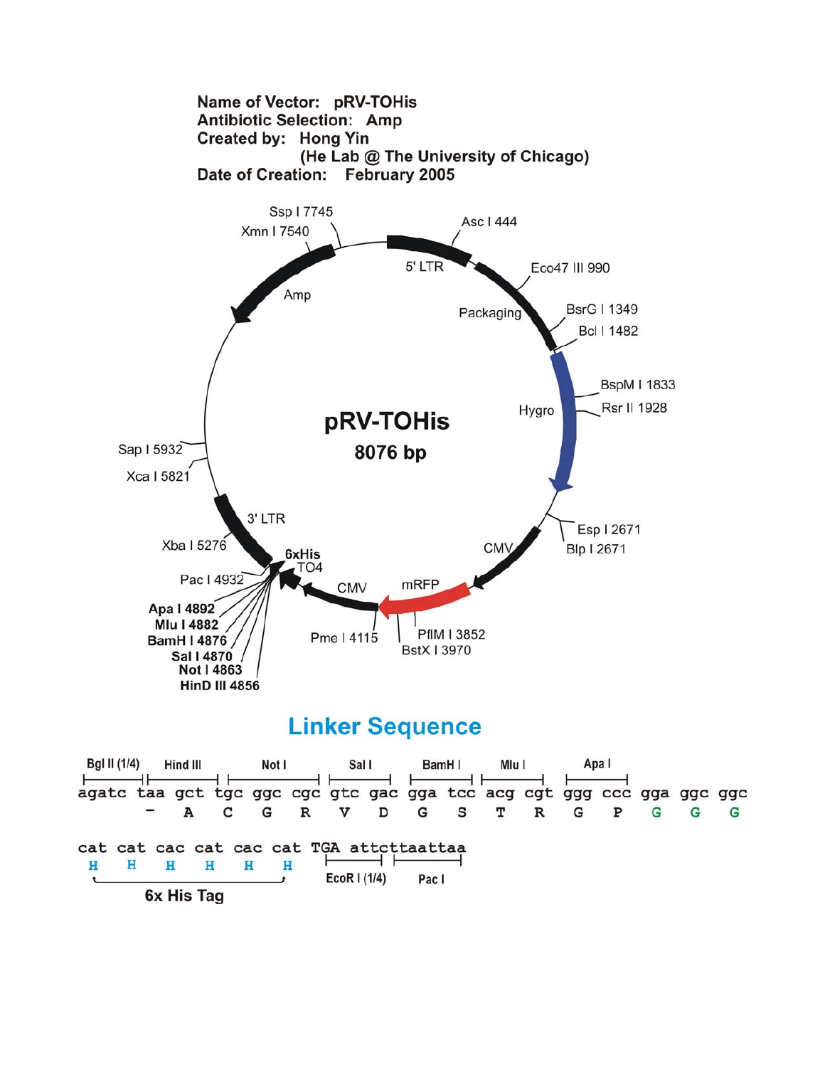**Name of Vector:** pRV-TOHis
**Antibiotic Selection:** Amp
**Created by:** Hong Yin
(He Lab @ The University of Chicago)
**Date of Creation:** February 2005

pRV-TOHis
8076 bp

Ssp I 7745
Xmn I 7540
Asc I 444
5' LTR
Eco47 III 990
Packaging
BsrG I 1349
Bcl I 1482
Amp
BspM I 1833
Hygro
Rsr II 1928
Sap I 5932
Xca I 5821
3' LTR
Esp I 2671
Blp I 2671
CMV
Xba I 5276
6xHis
TO4
Pac I 4932
mRFP
CMV
**Apa I 4892**
**Mlu I 4882**
**BamH I 4876**
**Sal I 4870**
**Not I 4863**
**HinD III 4856**
Pme I 4115
PflM I 3852
BstX I 3970

## Linker Sequence

```
Bgl II (1/4)  Hind III   Not I     Sal I     BamH I   Mlu I    Apa I
agatc taa gct tgc ggc cgc gtc gac gga tcc acg cgt ggg ccc gga ggc ggc
       -   A   C   G   R   V   D   G   S   T   R   G   P   G   G   G

cat cat cac cat cac cat TGA attcttaattaa
 H   H   H   H   H   H     EcoR I (1/4)  Pac I
      6x His Tag
```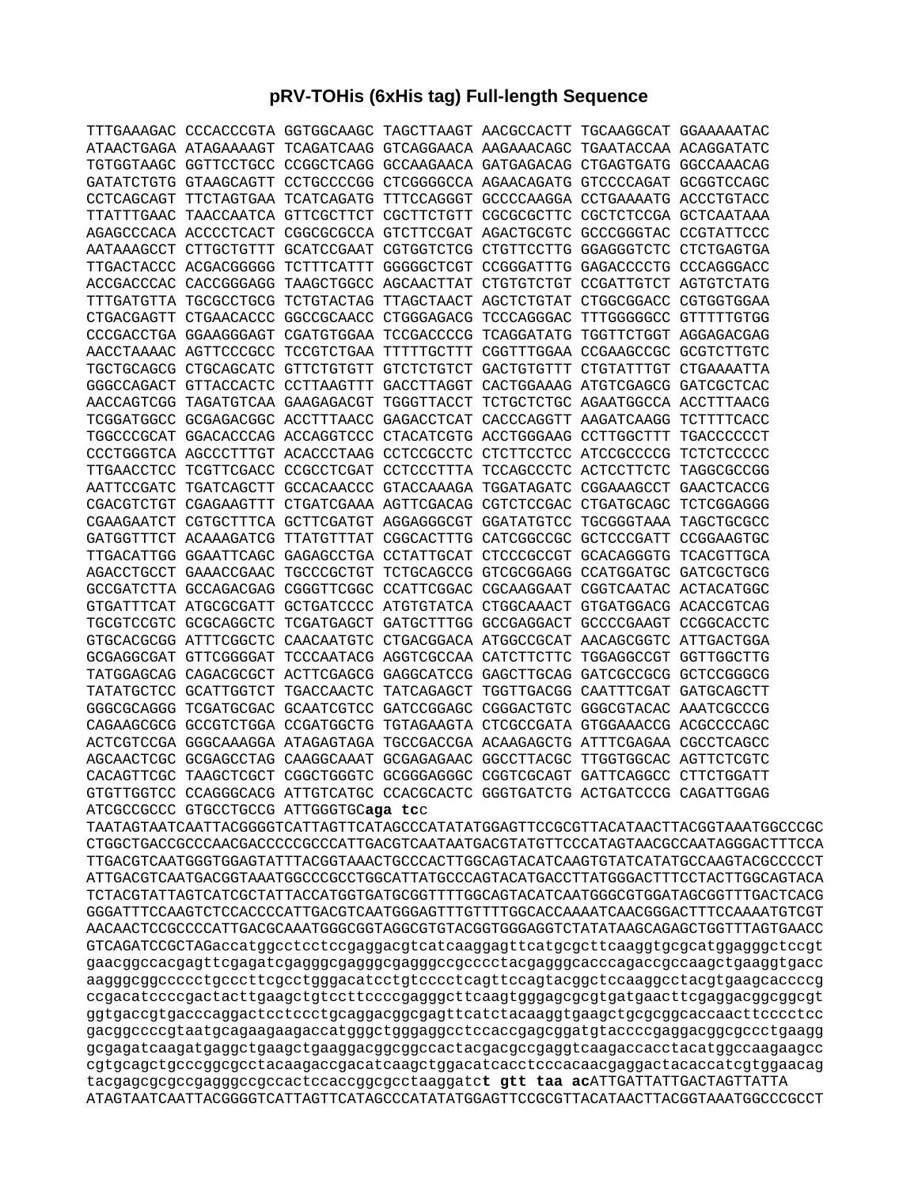# pRV-TOHis (6xHis tag) Full-length Sequence

```
TTTGAAAGAC CCCACCCGTA GGTGGCAAGC TAGCTTAAGT AACGCCACTT TGCAAGGCAT GGAAAAATAC
ATAACTGAGA ATAGAAAAGT TCAGATCAAG GTCAGGAACA AAGAAACAGC TGAATACCAA ACAGGATATC
TGTGGTAAGC GGTTCCTGCC CCGGCTCAGG GCCAAGAACA GATGAGACAG CTGAGTGATG GGCCAAACAG
GATATCTGTG GTAAGCAGTT CCTGCCCCGG CTCGGGGCCA AGAACAGATG GTCCCCAGAT GCGGTCCAGC
CCTCAGCAGT TTCTAGTGAA TCATCAGATG TTTCCAGGGT GCCCCAAGGA CCTGAAAATG ACCCTGTACC
TTATTTGAAC TAACCAATCA GTTCGCTTCT CGCTTCTGTT CGCGCGCTTC CGCTCTCCGA GCTCAATAAA
AGAGCCCACA ACCCCTCACT CGGCGCGCCA GTCTTCCGAT AGACTGCGTC GCCCGGGTAC CCGTATTCCC
AATAAAGCCT CTTGCTGTTT GCATCCGAAT CGTGGTCTCG CTGTTCCTTG GGAGGGTCTC CTCTGAGTGA
TTGACTACCC ACGACGGGGG TCTTTCATTT GGGGGCTCGT CCGGGATTTG GAGACCCCTG CCCAGGGACC
ACCGACCCAC CACCGGGAGG TAAGCTGGCC AGCAACTTAT CTGTGTCTGT CCGATTGTCT AGTGTCTATG
TTTGATGTTA TGCGCCTGCG TCTGTACTAG TTAGCTAACT AGCTCTGTAT CTGGCGGACC CGTGGTGGAA
CTGACGAGTT CTGAACACCC GGCCGCAACC CTGGGAGACG TCCCAGGGAC TTTGGGGGCC GTTTTTGTGG
CCCGACCTGA GGAAGGGAGT CGATGTGGAA TCCGACCCCG TCAGGATATG TGGTTCTGGT AGGAGACGAG
AACCTAAAAC AGTTCCCGCC TCCGTCTGAA TTTTTGCTTT CGGTTTGGAA CCGAAGCCGC GCGTCTTGTC
TGCTGCAGCG CTGCAGCATC GTTCTGTGTT GTCTCTGTCT GACTGTGTTT CTGTATTTGT CTGAAAATTA
GGGCCAGACT GTTACCACTC CCTTAAGTTT GACCTTAGGT CACTGGAAAG ATGTCGAGCG GATCGCTCAC
AACCAGTCGG TAGATGTCAA GAAGAGACGT TGGGTTACCT TCTGCTCTGC AGAATGGCCA ACCTTTAACG
TCGGATGGCC GCGAGACGGC ACCTTTAACC GAGACCTCAT CACCCAGGTT AAGATCAAGG TCTTTTCACC
TGGCCCGCAT GGACACCCAG ACCAGGTCCC CTACATCGTG ACCTGGGAAG CCTTGGCTTT TGACCCCCCT
CCCTGGGTCA AGCCCTTTGT ACACCCTAAG CCTCCGCCTC CTCTTCCTCC ATCCGCCCCG TCTCTCCCCC
TTGAACCTCC TCGTTCGACC CCGCCTCGAT CCTCCCTTTA TCCAGCCCTC ACTCCTTCTC TAGGCGCCGG
AATTCCGATC TGATCAGCTT GCCACAACCC GTACCAAAGA TGGATAGATC CGGAAAGCCT GAACTCACCG
CGACGTCTGT CGAGAAGTTT CTGATCGAAA AGTTCGACAG CGTCTCCGAC CTGATGCAGC TCTCGGAGGG
CGAAGAATCT CGTGCTTTCA GCTTCGATGT AGGAGGGCGT GGATATGTCC TGCGGGTAAA TAGCTGCGCC
GATGGTTTCT ACAAAGATCG TTATGTTTAT CGGCACTTTG CATCGGCCGC GCTCCCGATT CCGGAAGTGC
TTGACATTGG GGAATTCAGC GAGAGCCTGA CCTATTGCAT CTCCCGCCGT GCACAGGGTG TCACGTTGCA
AGACCTGCCT GAAACCGAAC TGCCCGCTGT TCTGCAGCCG GTCGCGGAGG CCATGGATGC GATCGCTGCG
GCCGATCTTA GCCAGACGAG CGGGTTCGGC CCATTCGGAC CGCAAGGAAT CGGTCAATAC ACTACATGGC
GTGATTTCAT ATGCGCGATT GCTGATCCCC ATGTGTATCA CTGGCAAACT GTGATGGACG ACACCGTCAG
TGCGTCCGTC GCGCAGGCTC TCGATGAGCT GATGCTTTGG GCCGAGGACT GCCCCGAAGT CCGGCACCTC
GTGCACGCGG ATTTCGGCTC CAACAATGTC CTGACGGACA ATGGCCGCAT AACAGCGGTC ATTGACTGGA
GCGAGGCGAT GTTCGGGGAT TCCCAATACG AGGTCGCCAA CATCTTCTTC TGGAGGCCGT GGTTGGCTTG
TATGGAGCAG CAGACGCGCT ACTTCGAGCG GAGGCATCCG GAGCTTGCAG GATCGCCGCG GCTCCGGGCG
TATATGCTCC GCATTGGTCT TGACCAACTC TATCAGAGCT TGGTTGACGG CAATTTCGAT GATGCAGCTT
GGGCGCAGGG TCGATGCGAC GCAATCGTCC GATCCGGAGC CGGGACTGTC GGGCGTACAC AAATCGCCCG
CAGAAGCGCG GCCGTCTGGA CCGATGGCTG TGTAGAAGTA CTCGCCGATA GTGGAAACCG ACGCCCCAGC
ACTCGTCCGA GGGCAAAGGA ATAGAGTAGA TGCCGACCGA ACAAGAGCTG ATTTCGAGAA CGCCTCAGCC
AGCAACTCGC GCGAGCCTAG CAAGGCAAAT GCGAGAGAAC GGCCTTACGC TTGGTGGCAC AGTTCTCGTC
CACAGTTCGC TAAGCTCGCT CGGCTGGGTC GCGGGAGGGC CGGTCGCAGT GATTCAGGCC CTTCTGGATT
GTGTTGGTCC CCAGGGCACG ATTGTCATGC CCACGCACTC GGGTGATCTG ACTGATCCCG CAGATTGGAG
ATCGCCGCCC GTGCCTGCCG ATTGGGTGCaga tcc
TAATAGTAATCAATTACGGGGTCATTAGTTCATAGCCCATATATGGAGTTCCGCGTTACATAACTTACGGTAAATGGCCCGC
CTGGCTGACCGCCCAACGACCCCCGCCCATTGACGTCAATAATGACGTATGTTCCCATAGTAACGCCAATAGGGACTTTCCA
TTGACGTCAATGGGTGGAGTATTTACGGTAAACTGCCCACTTGGCAGTACATCAAGTGTATCATATGCCAAGTACGCCCCCT
ATTGACGTCAATGACGGTAAATGGCCCGCCTGGCATTATGCCCAGTACATGACCTTATGGGACTTTCCTACTTGGCAGTACA
TCTACGTATTAGTCATCGCTATTACCATGGTGATGCGGTTTTGGCAGTACATCAATGGGCGTGGATAGCGGTTTGACTCACG
GGGATTTCCAAGTCTCCACCCCATTGACGTCAATGGGAGTTTGTTTTGGCACCAAAATCAACGGGACTTTCCAAAATGTCGT
AACAACTCCGCCCCATTGACGCAAATGGGCGGTAGGCGTGTACGGTGGGAGGTCTATATAAGCAGAGCTGGTTTAGTGAACC
GTCAGATCCGCTAGaccatggcctcctccgaggacgtcatcaaggagttcatgcgcttcaaggtgcgcatggagggctccgt
gaacggccacgagttcgagatcgagggcgagggcgagggccgcccctacgagggcacccagaccgccaagctgaaggtgacc
aagggcggccccctgcccttcgcctgggacatcctgtcccctcagttccagtacggctccaaggcctacgtgaagcaccccg
ccgacatccccgactacttgaagctgtccttccccgagggcttcaagtgggagcgcgtgatgaacttcgaggacggcggcgt
ggtgaccgtgacccaggactcctccctgcaggacggcgagttcatctacaaggtgaagctgcgcggcaccaacttcccctcc
gacggccccgtaatgcagaagaagaccatgggctgggaggcctccaccgagcggatgtaccccgaggacggcgccctgaagg
gcgagatcaagatgaggctgaagctgaaggacggcggccactacgacgccgaggtcaagaccacctacatggccaagaagcc
cgtgcagctgcccggcgcctacaagaccgacatcaagctggacatcacctcccacaacgaggactacaccatcgtggaacag
tacgagcgcgccgagggccgccactccaccggcgcctaaggatct gtt taa acATTGATTATTGACTAGTTATTA
ATAGTAATCAATTACGGGGTCATTAGTTCATAGCCCATATATGGAGTTCCGCGTTACATAACTTACGGTAAATGGCCCGCCT
```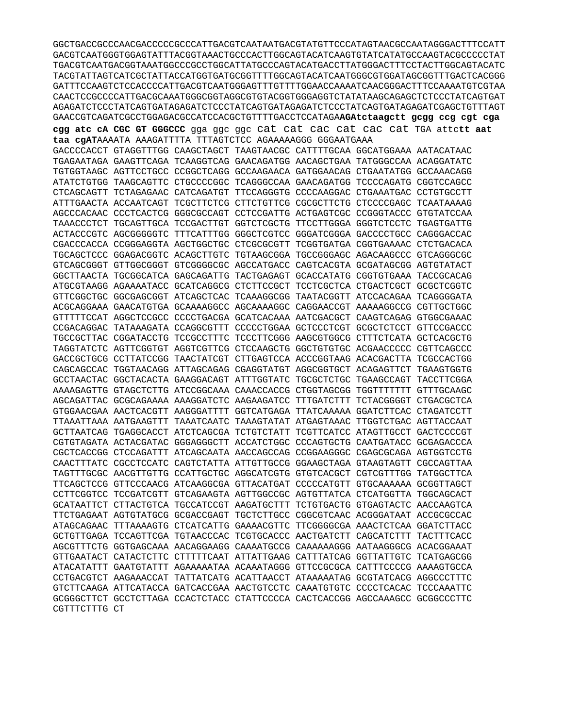GGCTGACCGCCCAACGACCCCCGCCCATTGACGTCAATAATGACGTATGTTCCCATAGTAACGCCAATAGGGACTTTCCATT
GACGTCAATGGGTGGAGTATTTACGGTAAACTGCCCACTTGGCAGTACATCAAGTGTATCATATGCCAAGTACGCCCCCTAT
TGACGTCAATGACGGTAAATGGCCCGCCTGGCATTATGCCCAGTACATGACCTTATGGGACTTTCCTACTTGGCAGTACATC
TACGTATTAGTCATCGCTATTACCATGGTGATGCGGTTTTGGCAGTACATCAATGGGCGTGGATAGCGGTTTGACTCACGGG
GATTTCCAAGTCTCCACCCCATTGACGTCAATGGGAGTTTGTTTTGGAACCAAAATCAACGGGACTTTCCAAAATGTCGTAA
CAACTCCGCCCCATTGACGCAAATGGGCGGTAGGCGTGTACGGTGGGAGGTCTATATAAGCAGAGCTCTCCCTATCAGTGAT
AGAGATCTCCCTATCAGTGATAGAGATCTCCCTATCAGTGATAGAGATCTCCCTATCAGTGATAGAGATCGAGCTGTTTAGT
GAACCGTCAGATCGCCTGGAGACGCCATCCACGCTGTTTTGACCTCCATAGA**AGAtctaagctt gcgg ccg cgt cga cgg atc cA CGC GT GGGCCC** gga ggc ggc cat cat cac cat cac cat TGA attc**tt aat taa cgAT**AAAATA AAAGATTTTA TTTAGTCTCC AGAAAAAGGG GGGAATGAAA

GACCCCACCT GTAGGTTTGG CAAGCTAGCT TAAGTAACGC CATTTTGCAA GGCATGGAAA AATACATAAC
TGAGAATAGA GAAGTTCAGA TCAAGGTCAG GAACAGATGG AACAGCTGAA TATGGGCCAA ACAGGATATC
TGTGGTAAGC AGTTCCTGCC CCGGCTCAGG GCCAAGAACA GATGGAACAG CTGAATATGG GCCAAACAGG
ATATCTGTGG TAAGCAGTTC CTGCCCCGGC TCAGGGCCAA GAACAGATGG TCCCCAGATG CGGTCCAGCC
CTCAGCAGTT TCTAGAGAAC CATCAGATGT TTCCAGGGTG CCCCAAGGAC CTGAAATGAC CCTGTGCCTT
ATTTGAACTA ACCAATCAGT TCGCTTCTCG CTTCTGTTCG CGCGCTTCTG CTCCCCGAGC TCAATAAAAG
AGCCCACAAC CCCTCACTCG GGGCGCCAGT CCTCCGATTG ACTGAGTCGC CCGGGTACCC GTGTATCCAA
TAAACCCTCT TGCAGTTGCA TCCGACTTGT GGTCTCGCTG TTCCTTGGGA GGGTCTCCTC TGAGTGATTG
ACTACCCGTC AGCGGGGGTC TTTCATTTGG GGGCTCGTCC GGGATCGGGA GACCCCTGCC CAGGGACCAC
CGACCCACCA CCGGGAGGTA AGCTGGCTGC CTCGCGCGTT TCGGTGATGA CGGTGAAAAC CTCTGACACA
TGCAGCTCCC GGAGACGGTC ACAGCTTGTC TGTAAGCGGA TGCCGGGAGC AGACAAGCCC GTCAGGGCGC
GTCAGCGGGT GTTGGCGGGT GTCGGGGCGC AGCCATGACC CAGTCACGTA GCGATAGCGG AGTGTATACT
GGCTTAACTA TGCGGCATCA GAGCAGATTG TACTGAGAGT GCACCATATG CGGTGTGAAA TACCGCACAG
ATGCGTAAGG AGAAAATACC GCATCAGGCG CTCTTCCGCT TCCTCGCTCA CTGACTCGCT GCGCTCGGTC
GTTCGGCTGC GGCGAGCGGT ATCAGCTCAC TCAAAGGCGG TAATACGGTT ATCCACAGAA TCAGGGGATA
ACGCAGGAAA GAACATGTGA GCAAAAGGCC AGCAAAAGGC CAGGAACCGT AAAAAGGCCG CGTTGCTGGC
GTTTTTCCAT AGGCTCCGCC CCCCTGACGA GCATCACAAA AATCGACGCT CAAGTCAGAG GTGGCGAAAC
CCGACAGGAC TATAAAGATA CCAGGCGTTT CCCCCTGGAA GCTCCCTCGT GCGCTCTCCT GTTCCGACCC
TGCCGCTTAC CGGATACCTG TCCGCCTTTC TCCCTTCGGG AAGCGTGGCG CTTTCTCATA GCTCACGCTG
TAGGTATCTC AGTTCGGTGT AGGTCGTTCG CTCCAAGCTG GGCTGTGTGC ACGAACCCCC CGTTCAGCCC
GACCGCTGCG CCTTATCCGG TAACTATCGT CTTGAGTCCA ACCCGGTAAG ACACGACTTA TCGCCACTGG
CAGCAGCCAC TGGTAACAGG ATTAGCAGAG CGAGGTATGT AGGCGGTGCT ACAGAGTTCT TGAAGTGGTG
GCCTAACTAC GGCTACACTA GAAGGACAGT ATTTGGTATC TGCGCTCTGC TGAAGCCAGT TACCTTCGGA
AAAAGAGTTG GTAGCTCTTG ATCCGGCAAA CAAACCACCG CTGGTAGCGG TGGTTTTTTT GTTTGCAAGC
AGCAGATTAC GCGCAGAAAA AAAGGATCTC AAGAAGATCC TTTGATCTTT TCTACGGGGT CTGACGCTCA
GTGGAACGAA AACTCACGTT AAGGGATTTT GGTCATGAGA TTATCAAAAA GGATCTTCAC CTAGATCCTT
TTAAATTAAA AATGAAGTTT TAAATCAATC TAAAGTATAT ATGAGTAAAC TTGGTCTGAC AGTTACCAAT
GCTTAATCAG TGAGGCACCT ATCTCAGCGA TCTGTCTATT TCGTTCATCC ATAGTTGCCT GACTCCCCGT
CGTGTAGATA ACTACGATAC GGGAGGGCTT ACCATCTGGC CCCAGTGCTG CAATGATACC GCGAGACCCA
CGCTCACCGG CTCCAGATTT ATCAGCAATA AACCAGCCAG CCGGAAGGGC CGAGCGCAGA AGTGGTCCTG
CAACTTTATC CGCCTCCATC CAGTCTATTA ATTGTTGCCG GGAAGCTAGA GTAAGTAGTT CGCCAGTTAA
TAGTTTGCGC AACGTTGTTG CCATTGCTGC AGGCATCGTG GTGTCACGCT CGTCGTTTGG TATGGCTTCA
TTCAGCTCCG GTTCCCAACG ATCAAGGCGA GTTACATGAT CCCCCATGTT GTGCAAAAAA GCGGTTAGCT
CCTTCGGTCC TCCGATCGTT GTCAGAAGTA AGTTGGCCGC AGTGTTATCA CTCATGGTTA TGGCAGCACT
GCATAATTCT CTTACTGTCA TGCCATCCGT AAGATGCTTT TCTGTGACTG GTGAGTACTC AACCAAGTCA
TTCTGAGAAT AGTGTATGCG GCGACCGAGT TGCTCTTGCC CGGCGTCAAC ACGGGATAAT ACCGCGCCAC
ATAGCAGAAC TTTAAAAGTG CTCATCATTG GAAAACGTTC TTCGGGGCGA AAACTCTCAA GGATCTTACC
GCTGTTGAGA TCCAGTTCGA TGTAACCCAC TCGTGCACCC AACTGATCTT CAGCATCTTT TACTTTCACC
AGCGTTTCTG GGTGAGCAAA AACAGGAAGG CAAAATGCCG CAAAAAAGGG AATAAGGGCG ACACGGAAAT
GTTGAATACT CATACTCTTC CTTTTTCAAT ATTATTGAAG CATTTATCAG GGTTATTGTC TCATGAGCGG
ATACATATTT GAATGTATTT AGAAAAATAA ACAAATAGGG GTTCCGCGCA CATTTCCCCG AAAAGTGCCA
CCTGACGTCT AAGAAACCAT TATTATCATG ACATTAACCT ATAAAAATAG GCGTATCACG AGGCCCTTTC
GTCTTCAAGA ATTCATACCA GATCACCGAA AACTGTCCTC CAAATGTGTC CCCCTCACAC TCCCAAATTC
GCGGGCTTCT GCCTCTTAGA CCACTCTACC CTATTCCCCA CACTCACCGG AGCCAAAGCC GCGGCCCTTC
CGTTTCTTTG CT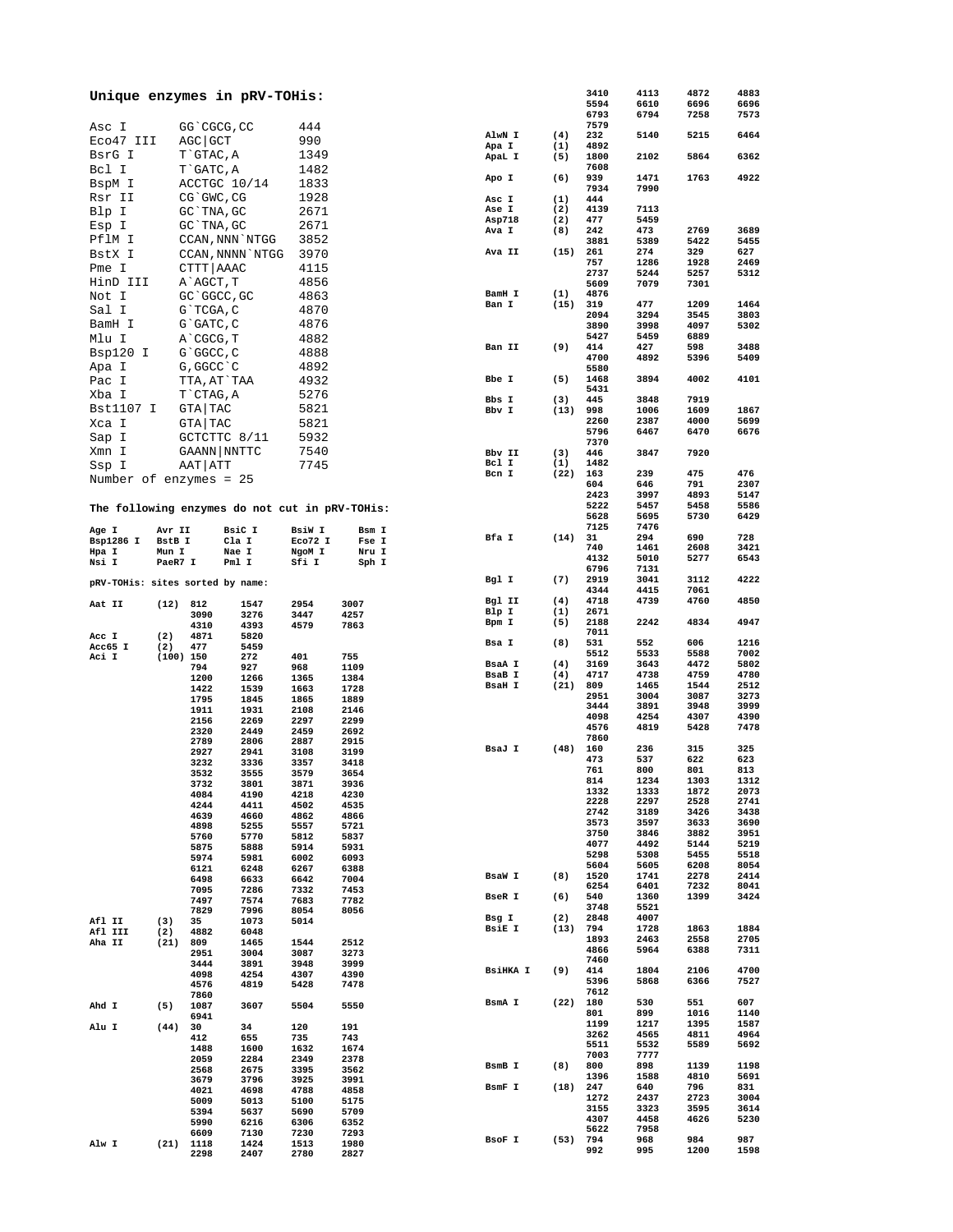**Unique enzymes in pRV-TOHis:**

| Enzyme | Site | Position |
|---|---|---|
| Asc I | GG`CGCG,CC | 444 |
| Eco47 III | AGC\|GCT | 990 |
| BsrG I | T`GTAC,A | 1349 |
| Bcl I | T`GATC,A | 1482 |
| BspM I | ACCTGC 10/14 | 1833 |
| Rsr II | CG`GWC,CG | 1928 |
| Blp I | GC`TNA,GC | 2671 |
| Esp I | GC`TNA,GC | 2671 |
| PflM I | CCAN,NNN`NTGG | 3852 |
| BstX I | CCAN,NNNN`NTGG | 3970 |
| Pme I | CTTT\|AAAC | 4115 |
| HinD III | A`AGCT,T | 4856 |
| Not I | GC`GGCC,GC | 4863 |
| Sal I | G`TCGA,C | 4870 |
| BamH I | G`GATC,C | 4876 |
| Mlu I | A`CGCG,T | 4882 |
| Bsp120 I | G`GGCC,C | 4888 |
| Apa I | G,GGCC`C | 4892 |
| Pac I | TTA,AT`TAA | 4932 |
| Xba I | T`CTAG,A | 5276 |
| Bst1107 I | GTA\|TAC | 5821 |
| Xca I | GTA\|TAC | 5821 |
| Sap I | GCTCTTC 8/11 | 5932 |
| Xmn I | GAANN\|NNTTC | 7540 |
| Ssp I | AAT\|ATT | 7745 |

Number of enzymes = 25

**The following enzymes do not cut in pRV-TOHis:**

| | | | | |
|---|---|---|---|---|
| Age I | Avr II | BsiC I | BsiW I | Bsm I |
| Bsp1286 I | BstB I | Cla I | Eco72 I | Fse I |
| Hpa I | Mun I | Nae I | NgoM I | Nru I |
| Nsi I | PaeR7 I | Pml I | Sfi I | Sph I |

**pRV-TOHis: sites sorted by name:**

```
Aat II     (12)  812    1547   2954   3007
                 3090   3276   3447   4257
                 4310   4393   4579   7863
Acc I      (2)   4871   5820
Acc65 I    (2)   477    5459
Aci I      (100) 150    272    401    755
                 794    927    968    1109
                 1200   1266   1365   1384
                 1422   1539   1663   1728
                 1795   1845   1865   1889
                 1911   1931   2108   2146
                 2156   2269   2297   2299
                 2320   2449   2459   2692
                 2789   2806   2887   2915
                 2927   2941   3108   3199
                 3232   3336   3357   3418
                 3532   3555   3579   3654
                 3732   3801   3871   3936
                 4084   4190   4218   4230
                 4244   4411   4502   4535
                 4639   4660   4862   4866
                 4898   5255   5557   5721
                 5760   5770   5812   5837
                 5875   5888   5914   5931
                 5974   5981   6002   6093
                 6121   6248   6267   6388
                 6498   6633   6642   7004
                 7095   7286   7332   7453
                 7497   7574   7683   7782
                 7829   7996   8054   8056
Afl II     (3)   35     1073   5014
Afl III    (2)   4882   6048
Aha II     (21)  809    1465   1544   2512
                 2951   3004   3087   3273
                 3444   3891   3948   3999
                 4098   4254   4307   4390
                 4576   4819   5428   7478
                 7860
Ahd I      (5)   1087   3607   5504   5550
                 6941
Alu I      (44)  30     34     120    191
                 412    655    735    743
                 1488   1600   1632   1674
                 2059   2284   2349   2378
                 2568   2675   3395   3562
                 3679   3796   3925   3991
                 4021   4698   4788   4858
                 5009   5013   5100   5175
                 5394   5637   5690   5709
                 5990   6216   6306   6352
                 6609   7130   7230   7293
Alw I      (21)  1118   1424   1513   1980
                 2298   2407   2780   2827
                 3410   4113   4872   4883
                 5594   6610   6696   6696
                 6793   6794   7258   7573
                 7579
AlwN I     (4)   232    5140   5215   6464
Apa I      (1)   4892
ApaL I     (5)   1800   2102   5864   6362
                 7608
Apo I      (6)   939    1471   1763   4922
                 7934   7990
Asc I      (1)   444
Ase I      (2)   4139   7113
Asp718     (2)   477    5459
Ava I      (8)   242    473    2769   3689
                 3881   5389   5422   5455
Ava II     (15)  261    274    329    627
                 757    1286   1928   2469
                 2737   5244   5257   5312
                 5609   7079   7301
BamH I     (1)   4876
Ban I      (15)  319    477    1209   1464
                 2094   3294   3545   3803
                 3890   3998   4097   5302
                 5427   5459   6889
Ban II     (9)   414    427    598    3488
                 4700   4892   5396   5409
                 5580
Bbe I      (5)   1468   3894   4002   4101
                 5431
Bbs I      (3)   445    3848   7919
Bbv I      (13)  998    1006   1609   1867
                 2260   2387   4000   5699
                 5796   6467   6470   6676
                 7370
Bbv II     (3)   446    3847   7920
Bcl I      (1)   1482
Bcn I      (22)  163    239    475    476
                 604    646    791    2307
                 2423   3997   4893   5147
                 5222   5457   5458   5586
                 5628   5695   5730   6429
                 7125   7476
Bfa I      (14)  31     294    690    728
                 740    1461   2608   3421
                 4132   5010   5277   6543
                 6796   7131
Bgl I      (7)   2919   3041   3112   4222
                 4344   4415   7061
Bgl II     (4)   4718   4739   4760   4850
Blp I      (1)   2671
Bpm I      (5)   2188   2242   4834   4947
                 7011
Bsa I      (8)   531    552    606    1216
                 5512   5533   5588   7002
BsaA I     (4)   3169   3643   4472   5802
BsaB I     (4)   4717   4738   4759   4780
BsaH I     (21)  809    1465   1544   2512
                 2951   3004   3087   3273
                 3444   3891   3948   3999
                 4098   4254   4307   4390
                 4576   4819   5428   7478
                 7860
BsaJ I     (48)  160    236    315    325
                 473    537    622    623
                 761    800    801    813
                 814    1234   1303   1312
                 1332   1333   1872   2073
                 2228   2297   2528   2741
                 2742   3189   3426   3438
                 3573   3597   3633   3690
                 3750   3846   3882   3951
                 4077   4492   5144   5219
                 5298   5308   5455   5518
                 5604   5605   6208   8054
BsaW I     (8)   1520   1741   2278   2414
                 6254   6401   7232   8041
BseR I     (6)   540    1360   1399   3424
                 3748   5521
Bsg I      (2)   2848   4007
BsiE I     (13)  794    1728   1863   1884
                 1893   2463   2558   2705
                 4866   5964   6388   7311
                 7460
BsiHKA I   (9)   414    1804   2106   4700
                 5396   5868   6366   7527
                 7612
BsmA I     (22)  180    530    551    607
                 801    899    1016   1140
                 1199   1217   1395   1587
                 3262   4565   4811   4964
                 5511   5532   5589   5692
                 7003   7777
BsmB I     (8)   800    898    1139   1198
                 1396   1588   4810   5691
BsmF I     (18)  247    640    796    831
                 1272   2437   2723   3004
                 3155   3323   3595   3614
                 4307   4458   4626   5230
                 5622   7958
BsoF I     (53)  794    968    984    987
                 992    995    1200   1598
```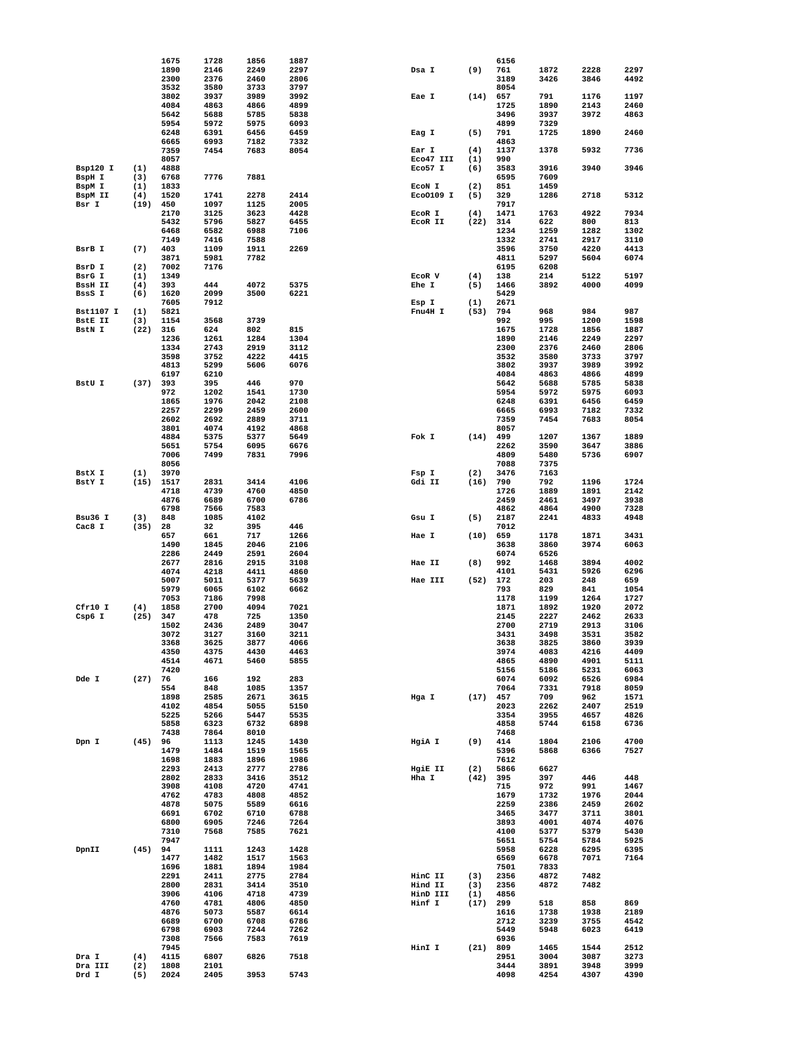| Enzyme | Count | Positions | | | |
|---|---|---|---|---|---|
| | | 1675 | 1728 | 1856 | 1887 |
| | | 1890 | 2146 | 2249 | 2297 |
| | | 2300 | 2376 | 2460 | 2806 |
| | | 3532 | 3580 | 3733 | 3797 |
| | | 3802 | 3937 | 3989 | 3992 |
| | | 4084 | 4863 | 4866 | 4899 |
| | | 5642 | 5688 | 5785 | 5838 |
| | | 5954 | 5972 | 5975 | 6093 |
| | | 6248 | 6391 | 6456 | 6459 |
| | | 6665 | 6993 | 7182 | 7332 |
| | | 7359 | 7454 | 7683 | 8054 |
| | | 8057 | | | |
| Bsp120 I | (1) | 4888 | | | |
| BspH I | (3) | 6768 | 7776 | 7881 | |
| BspM I | (1) | 1833 | | | |
| BspM II | (4) | 1520 | 1741 | 2278 | 2414 |
| Bsr I | (19) | 450 | 1097 | 1125 | 2005 |
| | | 2170 | 3125 | 3623 | 4428 |
| | | 5432 | 5796 | 5827 | 6455 |
| | | 6468 | 6582 | 6988 | 7106 |
| | | 7149 | 7416 | 7588 | |
| BsrB I | (7) | 403 | 1109 | 1911 | 2269 |
| | | 3871 | 5981 | 7782 | |
| BsrD I | (2) | 7002 | 7176 | | |
| BsrG I | (1) | 1349 | | | |
| BssH II | (4) | 393 | 444 | 4072 | 5375 |
| BssS I | (6) | 1620 | 2099 | 3500 | 6221 |
| | | 7605 | 7912 | | |
| Bst1107 I | (1) | 5821 | | | |
| BstE II | (3) | 1154 | 3568 | 3739 | |
| BstN I | (22) | 316 | 624 | 802 | 815 |
| | | 1236 | 1261 | 1284 | 1304 |
| | | 1334 | 2743 | 2919 | 3112 |
| | | 3598 | 3752 | 4222 | 4415 |
| | | 4813 | 5299 | 5606 | 6076 |
| | | 6197 | 6210 | | |
| BstU I | (37) | 393 | 395 | 446 | 970 |
| | | 972 | 1202 | 1541 | 1730 |
| | | 1865 | 1976 | 2042 | 2108 |
| | | 2257 | 2299 | 2459 | 2600 |
| | | 2602 | 2692 | 2889 | 3711 |
| | | 3801 | 4074 | 4192 | 4868 |
| | | 4884 | 5375 | 5377 | 5649 |
| | | 5651 | 5754 | 6095 | 6676 |
| | | 7006 | 7499 | 7831 | 7996 |
| | | 8056 | | | |
| BstX I | (1) | 3970 | | | |
| BstY I | (15) | 1517 | 2831 | 3414 | 4106 |
| | | 4718 | 4739 | 4760 | 4850 |
| | | 4876 | 6689 | 6700 | 6786 |
| | | 6798 | 7566 | 7583 | |
| Bsu36 I | (3) | 848 | 1085 | 4102 | |
| Cac8 I | (35) | 28 | 32 | 395 | 446 |
| | | 657 | 661 | 717 | 1266 |
| | | 1490 | 1845 | 2046 | 2106 |
| | | 2286 | 2449 | 2591 | 2604 |
| | | 2677 | 2816 | 2915 | 3108 |
| | | 4074 | 4218 | 4411 | 4860 |
| | | 5007 | 5011 | 5377 | 5639 |
| | | 5979 | 6065 | 6102 | 6662 |
| | | 7053 | 7186 | 7998 | |
| Cfr10 I | (4) | 1858 | 2700 | 4094 | 7021 |
| Csp6 I | (25) | 347 | 478 | 725 | 1350 |
| | | 1502 | 2436 | 2489 | 3047 |
| | | 3072 | 3127 | 3160 | 3211 |
| | | 3368 | 3625 | 3877 | 4066 |
| | | 4350 | 4375 | 4430 | 4463 |
| | | 4514 | 4671 | 5460 | 5855 |
| | | 7420 | | | |
| Dde I | (27) | 76 | 166 | 192 | 283 |
| | | 554 | 848 | 1085 | 1357 |
| | | 1898 | 2585 | 2671 | 3615 |
| | | 4102 | 4854 | 5055 | 5150 |
| | | 5225 | 5266 | 5447 | 5535 |
| | | 5858 | 6323 | 6732 | 6898 |
| | | 7438 | 7864 | 8010 | |
| Dpn I | (45) | 96 | 1113 | 1245 | 1430 |
| | | 1479 | 1484 | 1519 | 1565 |
| | | 1698 | 1883 | 1896 | 1986 |
| | | 2293 | 2413 | 2777 | 2786 |
| | | 2802 | 2833 | 3416 | 3512 |
| | | 3908 | 4108 | 4720 | 4741 |
| | | 4762 | 4783 | 4808 | 4852 |
| | | 4878 | 5075 | 5589 | 6616 |
| | | 6691 | 6702 | 6710 | 6788 |
| | | 6800 | 6905 | 7246 | 7264 |
| | | 7310 | 7568 | 7585 | 7621 |
| | | 7947 | | | |
| DpnII | (45) | 94 | 1111 | 1243 | 1428 |
| | | 1477 | 1482 | 1517 | 1563 |
| | | 1696 | 1881 | 1894 | 1984 |
| | | 2291 | 2411 | 2775 | 2784 |
| | | 2800 | 2831 | 3414 | 3510 |
| | | 3906 | 4106 | 4718 | 4739 |
| | | 4760 | 4781 | 4806 | 4850 |
| | | 4876 | 5073 | 5587 | 6614 |
| | | 6689 | 6700 | 6708 | 6786 |
| | | 6798 | 6903 | 7244 | 7262 |
| | | 7308 | 7566 | 7583 | 7619 |
| | | 7945 | | | |
| Dra I | (4) | 4115 | 6807 | 6826 | 7518 |
| Dra III | (2) | 1808 | 2101 | | |
| Drd I | (5) | 2024 | 2405 | 3953 | 5743 |
| | | 6156 | | | |
| Dsa I | (9) | 761 | 1872 | 2228 | 2297 |
| | | 3189 | 3426 | 3846 | 4492 |
| | | 8054 | | | |
| Eae I | (14) | 657 | 791 | 1176 | 1197 |
| | | 1725 | 1890 | 2143 | 2460 |
| | | 3496 | 3937 | 3972 | 4863 |
| | | 4899 | 7329 | | |
| Eag I | (5) | 791 | 1725 | 1890 | 2460 |
| | | 4863 | | | |
| Ear I | (4) | 1137 | 1378 | 5932 | 7736 |
| Eco47 III | (1) | 990 | | | |
| Eco57 I | (6) | 3583 | 3916 | 3940 | 3946 |
| | | 6595 | 7609 | | |
| EcoN I | (2) | 851 | 1459 | | |
| Eco0109 I | (5) | 329 | 1286 | 2718 | 5312 |
| | | 7917 | | | |
| EcoR I | (4) | 1471 | 1763 | 4922 | 7934 |
| EcoR II | (22) | 314 | 622 | 800 | 813 |
| | | 1234 | 1259 | 1282 | 1302 |
| | | 1332 | 2741 | 2917 | 3110 |
| | | 3596 | 3750 | 4220 | 4413 |
| | | 4811 | 5297 | 5604 | 6074 |
| | | 6195 | 6208 | | |
| EcoR V | (4) | 138 | 214 | 5122 | 5197 |
| Ehe I | (5) | 1466 | 3892 | 4000 | 4099 |
| | | 5429 | | | |
| Esp I | (1) | 2671 | | | |
| Fnu4H I | (53) | 794 | 968 | 984 | 987 |
| | | 992 | 995 | 1200 | 1598 |
| | | 1675 | 1728 | 1856 | 1887 |
| | | 1890 | 2146 | 2249 | 2297 |
| | | 2300 | 2376 | 2460 | 2806 |
| | | 3532 | 3580 | 3733 | 3797 |
| | | 3802 | 3937 | 3989 | 3992 |
| | | 4084 | 4863 | 4866 | 4899 |
| | | 5642 | 5688 | 5785 | 5838 |
| | | 5954 | 5972 | 5975 | 6093 |
| | | 6248 | 6391 | 6456 | 6459 |
| | | 6665 | 6993 | 7182 | 7332 |
| | | 7359 | 7454 | 7683 | 8054 |
| | | 8057 | | | |
| Fok I | (14) | 499 | 1207 | 1367 | 1889 |
| | | 2262 | 3590 | 3647 | 3886 |
| | | 4809 | 5480 | 5736 | 6907 |
| | | 7088 | 7375 | | |
| Fsp I | (2) | 3476 | 7163 | | |
| Gdi II | (16) | 790 | 792 | 1196 | 1724 |
| | | 1726 | 1889 | 1891 | 2142 |
| | | 2459 | 2461 | 3497 | 3938 |
| | | 4862 | 4864 | 4900 | 7328 |
| Gsu I | (5) | 2187 | 2241 | 4833 | 4948 |
| | | 7012 | | | |
| Hae I | (10) | 659 | 1178 | 1871 | 3431 |
| | | 3638 | 3860 | 3974 | 6063 |
| | | 6074 | 6526 | | |
| Hae II | (8) | 992 | 1468 | 3894 | 4002 |
| | | 4101 | 5431 | 5926 | 6296 |
| Hae III | (52) | 172 | 203 | 248 | 659 |
| | | 793 | 829 | 841 | 1054 |
| | | 1178 | 1199 | 1264 | 1727 |
| | | 1871 | 1892 | 1920 | 2072 |
| | | 2145 | 2227 | 2462 | 2633 |
| | | 2700 | 2719 | 2913 | 3106 |
| | | 3431 | 3498 | 3531 | 3582 |
| | | 3638 | 3825 | 3860 | 3939 |
| | | 3974 | 4083 | 4216 | 4409 |
| | | 4865 | 4890 | 4901 | 5111 |
| | | 5156 | 5186 | 5231 | 6063 |
| | | 6074 | 6092 | 6526 | 6984 |
| | | 7064 | 7331 | 7918 | 8059 |
| Hga I | (17) | 457 | 709 | 962 | 1571 |
| | | 2023 | 2262 | 2407 | 2519 |
| | | 3354 | 3955 | 4657 | 4826 |
| | | 4858 | 5744 | 6158 | 6736 |
| | | 7468 | | | |
| HgiA I | (9) | 414 | 1804 | 2106 | 4700 |
| | | 5396 | 5868 | 6366 | 7527 |
| | | 7612 | | | |
| HgiE II | (2) | 5866 | 6627 | | |
| Hha I | (42) | 395 | 397 | 446 | 448 |
| | | 715 | 972 | 991 | 1467 |
| | | 1679 | 1732 | 1976 | 2044 |
| | | 2259 | 2386 | 2459 | 2602 |
| | | 3465 | 3477 | 3711 | 3801 |
| | | 3893 | 4001 | 4074 | 4076 |
| | | 4100 | 5377 | 5379 | 5430 |
| | | 5651 | 5754 | 5784 | 5925 |
| | | 5958 | 6228 | 6295 | 6395 |
| | | 6569 | 6678 | 7071 | 7164 |
| | | 7501 | 7833 | | |
| HinC II | (3) | 2356 | 4872 | 7482 | |
| Hind II | (3) | 2356 | 4872 | 7482 | |
| HinD III | (1) | 4856 | | | |
| Hinf I | (17) | 299 | 518 | 858 | 869 |
| | | 1616 | 1738 | 1938 | 2189 |
| | | 2712 | 3239 | 3755 | 4542 |
| | | 5449 | 5948 | 6023 | 6419 |
| | | 6936 | | | |
| HinI I | (21) | 809 | 1465 | 1544 | 2512 |
| | | 2951 | 3004 | 3087 | 3273 |
| | | 3444 | 3891 | 3948 | 3999 |
| | | 4098 | 4254 | 4307 | 4390 |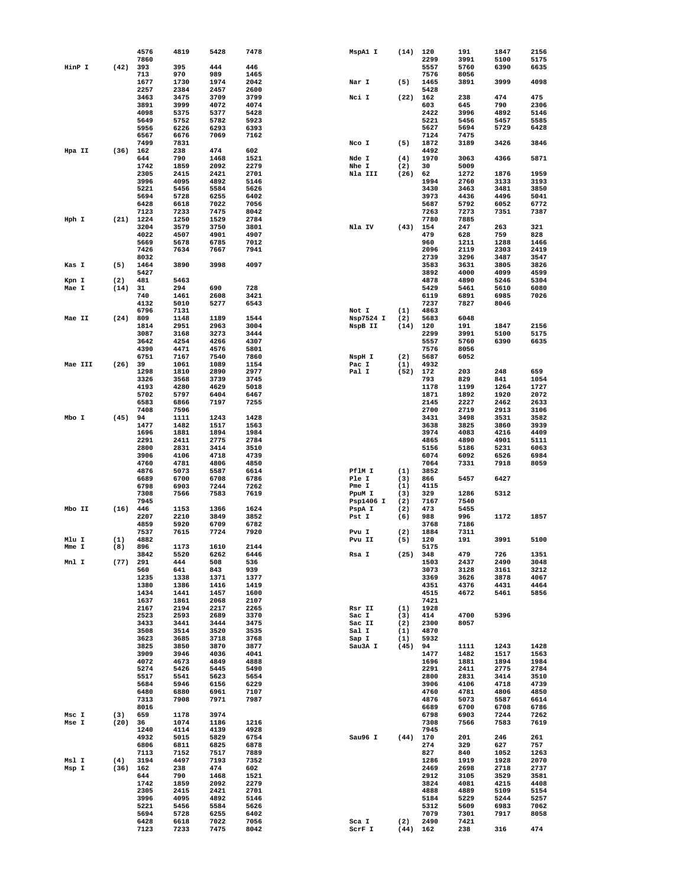| Enzyme | Count | Positions | | | |
|---|---|---|---|---|---|
| | | 4576 | 4819 | 5428 | 7478 |
| | | 7860 | | | |
| HinP I | (42) | 393 | 395 | 444 | 446 |
| | | 713 | 970 | 989 | 1465 |
| | | 1677 | 1730 | 1974 | 2042 |
| | | 2257 | 2384 | 2457 | 2600 |
| | | 3463 | 3475 | 3709 | 3799 |
| | | 3891 | 3999 | 4072 | 4074 |
| | | 4098 | 5375 | 5377 | 5428 |
| | | 5649 | 5752 | 5782 | 5923 |
| | | 5956 | 6226 | 6293 | 6393 |
| | | 6567 | 6676 | 7069 | 7162 |
| | | 7499 | 7831 | | |
| Hpa II | (36) | 162 | 238 | 474 | 602 |
| | | 644 | 790 | 1468 | 1521 |
| | | 1742 | 1859 | 2092 | 2279 |
| | | 2305 | 2415 | 2421 | 2701 |
| | | 3996 | 4095 | 4892 | 5146 |
| | | 5221 | 5456 | 5584 | 5626 |
| | | 5694 | 5728 | 6255 | 6402 |
| | | 6428 | 6618 | 7022 | 7056 |
| | | 7123 | 7233 | 7475 | 8042 |
| Hph I | (21) | 1224 | 1250 | 1529 | 2784 |
| | | 3204 | 3579 | 3750 | 3801 |
| | | 4022 | 4507 | 4901 | 4907 |
| | | 5669 | 5678 | 6785 | 7012 |
| | | 7426 | 7634 | 7667 | 7941 |
| | | 8032 | | | |
| Kas I | (5) | 1464 | 3890 | 3998 | 4097 |
| | | 5427 | | | |
| Kpn I | (2) | 481 | 5463 | | |
| Mae I | (14) | 31 | 294 | 690 | 728 |
| | | 740 | 1461 | 2608 | 3421 |
| | | 4132 | 5010 | 5277 | 6543 |
| | | 6796 | 7131 | | |
| Mae II | (24) | 809 | 1148 | 1189 | 1544 |
| | | 1814 | 2951 | 2963 | 3004 |
| | | 3087 | 3168 | 3273 | 3444 |
| | | 3642 | 4254 | 4266 | 4307 |
| | | 4390 | 4471 | 4576 | 5801 |
| | | 6751 | 7167 | 7540 | 7860 |
| Mae III | (26) | 39 | 1061 | 1089 | 1154 |
| | | 1298 | 1810 | 2890 | 2977 |
| | | 3326 | 3568 | 3739 | 3745 |
| | | 4193 | 4280 | 4629 | 5018 |
| | | 5702 | 5797 | 6404 | 6467 |
| | | 6583 | 6866 | 7197 | 7255 |
| | | 7408 | 7596 | | |
| Mbo I | (45) | 94 | 1111 | 1243 | 1428 |
| | | 1477 | 1482 | 1517 | 1563 |
| | | 1696 | 1881 | 1894 | 1984 |
| | | 2291 | 2411 | 2775 | 2784 |
| | | 2800 | 2831 | 3414 | 3510 |
| | | 3906 | 4106 | 4718 | 4739 |
| | | 4760 | 4781 | 4806 | 4850 |
| | | 4876 | 5073 | 5587 | 6614 |
| | | 6689 | 6700 | 6708 | 6786 |
| | | 6798 | 6903 | 7244 | 7262 |
| | | 7308 | 7566 | 7583 | 7619 |
| | | 7945 | | | |
| Mbo II | (16) | 446 | 1153 | 1366 | 1624 |
| | | 2207 | 2210 | 3849 | 3852 |
| | | 4859 | 5920 | 6709 | 6782 |
| | | 7537 | 7615 | 7724 | 7920 |
| Mlu I | (1) | 4882 | | | |
| Mme I | (8) | 896 | 1173 | 1610 | 2144 |
| | | 3842 | 5520 | 6262 | 6446 |
| Mnl I | (77) | 291 | 444 | 508 | 536 |
| | | 560 | 641 | 843 | 939 |
| | | 1235 | 1338 | 1371 | 1377 |
| | | 1380 | 1386 | 1416 | 1419 |
| | | 1434 | 1441 | 1457 | 1600 |
| | | 1637 | 1861 | 2068 | 2107 |
| | | 2167 | 2194 | 2217 | 2265 |
| | | 2523 | 2593 | 2689 | 3370 |
| | | 3433 | 3441 | 3444 | 3475 |
| | | 3508 | 3514 | 3520 | 3535 |
| | | 3623 | 3685 | 3718 | 3768 |
| | | 3825 | 3850 | 3870 | 3877 |
| | | 3909 | 3946 | 4036 | 4041 |
| | | 4072 | 4673 | 4849 | 4888 |
| | | 5274 | 5426 | 5445 | 5490 |
| | | 5517 | 5541 | 5623 | 5654 |
| | | 5684 | 5946 | 6156 | 6229 |
| | | 6480 | 6880 | 6961 | 7107 |
| | | 7313 | 7908 | 7971 | 7987 |
| | | 8016 | | | |
| Msc I | (3) | 659 | 1178 | 3974 | |
| Mse I | (20) | 36 | 1074 | 1186 | 1216 |
| | | 1240 | 4114 | 4139 | 4928 |
| | | 4932 | 5015 | 5829 | 6754 |
| | | 6806 | 6811 | 6825 | 6878 |
| | | 7113 | 7152 | 7517 | 7889 |
| Msl I | (4) | 3194 | 4497 | 7193 | 7352 |
| Msp I | (36) | 162 | 238 | 474 | 602 |
| | | 644 | 790 | 1468 | 1521 |
| | | 1742 | 1859 | 2092 | 2279 |
| | | 2305 | 2415 | 2421 | 2701 |
| | | 3996 | 4095 | 4892 | 5146 |
| | | 5221 | 5456 | 5584 | 5626 |
| | | 5694 | 5728 | 6255 | 6402 |
| | | 6428 | 6618 | 7022 | 7056 |
| | | 7123 | 7233 | 7475 | 8042 |
| MspA1 I | (14) | 120 | 191 | 1847 | 2156 |
| | | 2299 | 3991 | 5100 | 5175 |
| | | 5557 | 5760 | 6390 | 6635 |
| | | 7576 | 8056 | | |
| Nar I | (5) | 1465 | 3891 | 3999 | 4098 |
| | | 5428 | | | |
| Nci I | (22) | 162 | 238 | 474 | 475 |
| | | 603 | 645 | 790 | 2306 |
| | | 2422 | 3996 | 4892 | 5146 |
| | | 5221 | 5456 | 5457 | 5585 |
| | | 5627 | 5694 | 5729 | 6428 |
| | | 7124 | 7475 | | |
| Nco I | (5) | 1872 | 3189 | 3426 | 3846 |
| | | 4492 | | | |
| Nde I | (4) | 1970 | 3063 | 4366 | 5871 |
| Nhe I | (2) | 30 | 5009 | | |
| Nla III | (26) | 62 | 1272 | 1876 | 1959 |
| | | 1994 | 2760 | 3133 | 3193 |
| | | 3430 | 3463 | 3481 | 3850 |
| | | 3973 | 4436 | 4496 | 5041 |
| | | 5687 | 5792 | 6052 | 6772 |
| | | 7263 | 7273 | 7351 | 7387 |
| | | 7780 | 7885 | | |
| Nla IV | (43) | 154 | 247 | 263 | 321 |
| | | 479 | 628 | 759 | 828 |
| | | 960 | 1211 | 1288 | 1466 |
| | | 2096 | 2119 | 2303 | 2419 |
| | | 2739 | 3296 | 3487 | 3547 |
| | | 3583 | 3631 | 3805 | 3826 |
| | | 3892 | 4000 | 4099 | 4599 |
| | | 4878 | 4890 | 5246 | 5304 |
| | | 5429 | 5461 | 5610 | 6080 |
| | | 6119 | 6891 | 6985 | 7026 |
| | | 7237 | 7827 | 8046 | |
| Not I | (1) | 4863 | | | |
| Nsp7524 I | (2) | 5683 | 6048 | | |
| NspB II | (14) | 120 | 191 | 1847 | 2156 |
| | | 2299 | 3991 | 5100 | 5175 |
| | | 5557 | 5760 | 6390 | 6635 |
| | | 7576 | 8056 | | |
| NspH I | (2) | 5687 | 6052 | | |
| Pac I | (1) | 4932 | | | |
| Pal I | (52) | 172 | 203 | 248 | 659 |
| | | 793 | 829 | 841 | 1054 |
| | | 1178 | 1199 | 1264 | 1727 |
| | | 1871 | 1892 | 1920 | 2072 |
| | | 2145 | 2227 | 2462 | 2633 |
| | | 2700 | 2719 | 2913 | 3106 |
| | | 3431 | 3498 | 3531 | 3582 |
| | | 3638 | 3825 | 3860 | 3939 |
| | | 3974 | 4083 | 4216 | 4409 |
| | | 4865 | 4890 | 4901 | 5111 |
| | | 5156 | 5186 | 5231 | 6063 |
| | | 6074 | 6092 | 6526 | 6984 |
| | | 7064 | 7331 | 7918 | 8059 |
| PflM I | (1) | 3852 | | | |
| Ple I | (3) | 866 | 5457 | 6427 | |
| Pme I | (1) | 4115 | | | |
| PpuM I | (3) | 329 | 1286 | 5312 | |
| Psp1406 I | (2) | 7167 | 7540 | | |
| PspA I | (2) | 473 | 5455 | | |
| Pst I | (6) | 988 | 996 | 1172 | 1857 |
| | | 3768 | 7186 | | |
| Pvu I | (2) | 1884 | 7311 | | |
| Pvu II | (5) | 120 | 191 | 3991 | 5100 |
| | | 5175 | | | |
| Rsa I | (25) | 348 | 479 | 726 | 1351 |
| | | 1503 | 2437 | 2490 | 3048 |
| | | 3073 | 3128 | 3161 | 3212 |
| | | 3369 | 3626 | 3878 | 4067 |
| | | 4351 | 4376 | 4431 | 4464 |
| | | 4515 | 4672 | 5461 | 5856 |
| | | 7421 | | | |
| Rsr II | (1) | 1928 | | | |
| Sac I | (3) | 414 | 4700 | 5396 | |
| Sac II | (2) | 2300 | 8057 | | |
| Sal I | (1) | 4870 | | | |
| Sap I | (1) | 5932 | | | |
| Sau3A I | (45) | 94 | 1111 | 1243 | 1428 |
| | | 1477 | 1482 | 1517 | 1563 |
| | | 1696 | 1881 | 1894 | 1984 |
| | | 2291 | 2411 | 2775 | 2784 |
| | | 2800 | 2831 | 3414 | 3510 |
| | | 3906 | 4106 | 4718 | 4739 |
| | | 4760 | 4781 | 4806 | 4850 |
| | | 4876 | 5073 | 5587 | 6614 |
| | | 6689 | 6700 | 6708 | 6786 |
| | | 6798 | 6903 | 7244 | 7262 |
| | | 7308 | 7566 | 7583 | 7619 |
| | | 7945 | | | |
| Sau96 I | (44) | 170 | 201 | 246 | 261 |
| | | 274 | 329 | 627 | 757 |
| | | 827 | 840 | 1052 | 1263 |
| | | 1286 | 1919 | 1928 | 2070 |
| | | 2469 | 2698 | 2718 | 2737 |
| | | 2912 | 3105 | 3529 | 3581 |
| | | 3824 | 4081 | 4215 | 4408 |
| | | 4888 | 4889 | 5109 | 5154 |
| | | 5184 | 5229 | 5244 | 5257 |
| | | 5312 | 5609 | 6983 | 7062 |
| | | 7079 | 7301 | 7917 | 8058 |
| Sca I | (2) | 2490 | 7421 | | |
| ScrF I | (44) | 162 | 238 | 316 | 474 |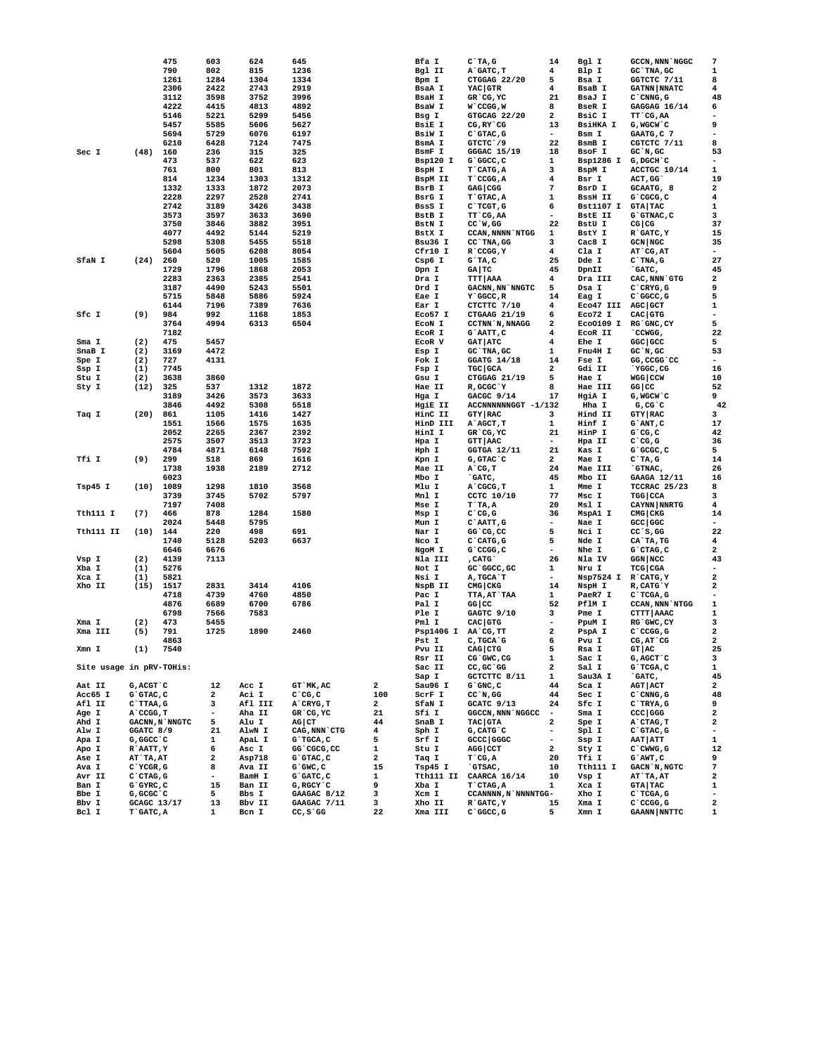| | | | | | | |
|---|---|---|---|---|---|---|
| | | 475 | 603 | 624 | 645 | |
| | | 790 | 802 | 815 | 1236 | |
| | | 1261 | 1284 | 1304 | 1334 | |
| | | 2306 | 2422 | 2743 | 2919 | |
| | | 3112 | 3598 | 3752 | 3996 | |
| | | 4222 | 4415 | 4813 | 4892 | |
| | | 5146 | 5221 | 5299 | 5456 | |
| | | 5457 | 5585 | 5606 | 5627 | |
| | | 5694 | 5729 | 6076 | 6197 | |
| | | 6210 | 6428 | 7124 | 7475 | |
| Sec I | (48) | 160 | 236 | 315 | 325 | |
| | | 473 | 537 | 622 | 623 | |
| | | 761 | 800 | 801 | 813 | |
| | | 814 | 1234 | 1303 | 1312 | |
| | | 1332 | 1333 | 1872 | 2073 | |
| | | 2228 | 2297 | 2528 | 2741 | |
| | | 2742 | 3189 | 3426 | 3438 | |
| | | 3573 | 3597 | 3633 | 3690 | |
| | | 3750 | 3846 | 3882 | 3951 | |
| | | 4077 | 4492 | 5144 | 5219 | |
| | | 5298 | 5308 | 5455 | 5518 | |
| | | 5604 | 5605 | 6208 | 8054 | |
| SfaN I | (24) | 260 | 520 | 1005 | 1585 | |
| | | 1729 | 1796 | 1868 | 2053 | |
| | | 2283 | 2363 | 2385 | 2541 | |
| | | 3187 | 4490 | 5243 | 5501 | |
| | | 5715 | 5848 | 5886 | 5924 | |
| | | 6144 | 7196 | 7389 | 7636 | |
| Sfc I | (9) | 984 | 992 | 1168 | 1853 | |
| | | 3764 | 4994 | 6313 | 6504 | |
| | | 7182 | | | | |
| Sma I | (2) | 475 | 5457 | | | |
| SnaB I | (2) | 3169 | 4472 | | | |
| Spe I | (2) | 727 | 4131 | | | |
| Ssp I | (1) | 7745 | | | | |
| Stu I | (2) | 3638 | 3860 | | | |
| Sty I | (12) | 325 | 537 | 1312 | 1872 | |
| | | 3189 | 3426 | 3573 | 3633 | |
| | | 3846 | 4492 | 5308 | 5518 | |
| Taq I | (20) | 861 | 1105 | 1416 | 1427 | |
| | | 1551 | 1566 | 1575 | 1635 | |
| | | 2052 | 2265 | 2367 | 2392 | |
| | | 2575 | 3507 | 3513 | 3723 | |
| | | 4784 | 4871 | 6148 | 7592 | |
| Tfi I | (9) | 299 | 518 | 869 | 1616 | |
| | | 1738 | 1938 | 2189 | 2712 | |
| | | 6023 | | | | |
| Tsp45 I | (10) | 1089 | 1298 | 1810 | 3568 | |
| | | 3739 | 3745 | 5702 | 5797 | |
| | | 7197 | 7408 | | | |
| Tth111 I | (7) | 466 | 878 | 1284 | 1580 | |
| | | 2024 | 5448 | 5795 | | |
| Tth111 II | (10) | 144 | 220 | 498 | 691 | |
| | | 1740 | 5128 | 5203 | 6637 | |
| | | 6646 | 6676 | | | |
| Vsp I | (2) | 4139 | 7113 | | | |
| Xba I | (1) | 5276 | | | | |
| Xca I | (1) | 5821 | | | | |
| Xho II | (15) | 1517 | 2831 | 3414 | 4106 | |
| | | 4718 | 4739 | 4760 | 4850 | |
| | | 4876 | 6689 | 6700 | 6786 | |
| | | 6798 | 7566 | 7583 | | |
| Xma I | (2) | 473 | 5455 | | | |
| Xma III | (5) | 791 | 1725 | 1890 | 2460 | |
| | | 4863 | | | | |
| Xmn I | (1) | 7540 | | | | |

Site usage in pRV-TOHis:

| | | | | | | | | | | | |
|---|---|---|---|---|---|---|---|---|---|---|---|
| Aat II | G,ACGT`C | 12 | Acc I | GT`MK,AC | 2 | Bfa I | C`TA,G | 14 | Bgl I | GCCN,NNN`NGGC | 7 |
| Acc65 I | G`GTAC,C | 2 | Aci I | C`CG,C | 100 | Bgl II | A`GATC,T | 4 | Blp I | GC`TNA,GC | 1 |
| Afl II | C`TTAA,G | 3 | Afl III | A`CRYG,T | 2 | Bpm I | CTGGAG 22/20 | 5 | Bsa I | GGTCTC 7/11 | 8 |
| Age I | A`CCGG,T | - | Aha II | GR`CG,YC | 21 | BsaA I | YAC\|GTR | 4 | BsaB I | GATNN\|NNATC | 4 |
| Ahd I | GACNN,N`NNGTC | 5 | Alu I | AG\|CT | 44 | BsaH I | GR`CG,YC | 21 | BsaJ I | C`CNNG,G | 48 |
| Alw I | GGATC 8/9 | 21 | AlwN I | CAG,NNN`CTG | 4 | BsaW I | W`CCGG,W | 8 | BseR I | GAGGAG 16/14 | 6 |
| Apa I | G,GGCC`C | 1 | ApaL I | G`TGCA,C | 5 | Bsg I | GTGCAG 22/20 | 2 | BsiC I | TT`CG,AA | - |
| Apo I | R`AATT,Y | 6 | Asc I | GG`CGCG,CC | 1 | BsiE I | CG,RY`CG | 13 | BsiHKA I | G,WGCW`C | 9 |
| Ase I | AT`TA,AT | 2 | Asp718 | G`GTAC,C | 2 | BsiW I | C`GTAC,G | - | Bsm I | GAATG,C 7 | - |
| Ava I | C`YCGR,G | 8 | Ava II | G`GWC,C | 15 | BsmA I | GTCTC`/9 | 22 | BsmB I | CGTCTC 7/11 | 8 |
| Avr II | C`CTAG,G | - | BamH I | G`GATC,C | 1 | BsmF I | GGGAC 15/19 | 18 | BsoF I | GC`N,GC | 53 |
| Ban I | G`GYRC,C | 15 | Ban II | G,RGCY`C | 9 | Bsp120 I | G`GGCC,C | 1 | Bsp1286 I | G,DGCH`C | - |
| Bbe I | G,GCGC`C | 5 | Bbs I | GAAGAC 8/12 | 3 | BspH I | T`CATG,A | 3 | BspM I | ACCTGC 10/14 | 1 |
| Bbv I | GCAGC 13/17 | 13 | Bbv II | GAAGAC 7/11 | 3 | BspM II | T`CCGG,A | 4 | Bsr I | ACT,GG` | 19 |
| Bcl I | T`GATC,A | 1 | Bcn I | CC,S`GG | 22 | BsrB I | GAG\|CGG | 7 | BsrD I | GCAATG, 8 | 2 |
| | | | | | | BsrG I | T`GTAC,A | 1 | BssH II | G`CGCG,C | 4 |
| | | | | | | BssS I | C`TCGT,G | 6 | Bst1107 I | GTA\|TAC | 1 |
| | | | | | | BstB I | TT`CG,AA | - | BstE II | G`GTNAC,C | 3 |
| | | | | | | BstN I | CC`W,GG | 22 | BstU I | CG\|CG | 37 |
| | | | | | | BstX I | CCAN,NNNN`NTGG | 1 | BstY I | R`GATC,Y | 15 |
| | | | | | | Bsu36 I | CC`TNA,GG | 3 | Cac8 I | GCN\|NGC | 35 |
| | | | | | | Cfr10 I | R`CCGG,Y | 4 | Cla I | AT`CG,AT | - |
| | | | | | | Csp6 I | G`TA,C | 25 | Dde I | C`TNA,G | 27 |
| | | | | | | Dpn I | GA\|TC | 45 | DpnII | `GATC, | 45 |
| | | | | | | Dra I | TTT\|AAA | 4 | Dra III | CAC,NNN`GTG | 2 |
| | | | | | | Drd I | GACNN,NN`NNGTC | 5 | Dsa I | C`CRYG,G | 9 |
| | | | | | | Eae I | Y`GGCC,R | 14 | Eag I | C`GGCC,G | 5 |
| | | | | | | Ear I | CTCTTC 7/10 | 4 | Eco47 III | AGC\|GCT | 1 |
| | | | | | | Eco57 I | CTGAAG 21/19 | 6 | Eco72 I | CAC\|GTG | - |
| | | | | | | EcoN I | CCTNN`N,NNAGG | 2 | EcoO109 I | RG`GNC,CY | 5 |
| | | | | | | EcoR I | G`AATT,C | 4 | EcoR II | `CCWGG, | 22 |
| | | | | | | EcoR V | GAT\|ATC | 4 | Ehe I | GGC\|GCC | 5 |
| | | | | | | Esp I | GC`TNA,GC | 1 | Fnu4H I | GC`N,GC | 53 |
| | | | | | | Fok I | GGATG 14/18 | 14 | Fse I | GG,CCGG`CC | - |
| | | | | | | Fsp I | TGC\|GCA | 2 | Gdi II | `YGGC,CG | 16 |
| | | | | | | Gsu I | CTGGAG 21/19 | 5 | Hae I | WGG\|CCW | 10 |
| | | | | | | Hae II | R,GCGC`Y | 8 | Hae III | GG\|CC | 52 |
| | | | | | | Hga I | GACGC 9/14 | 17 | HgiA I | G,WGCW`C | 9 |
| | | | | | | HgiE II | ACCNNNNNNGGT -1/132 | | Hha I | G,CG`C | 42 |
| | | | | | | HinC II | GTY\|RAC | 3 | Hind II | GTY\|RAC | 3 |
| | | | | | | HinD III | A`AGCT,T | 1 | Hinf I | G`ANT,C | 17 |
| | | | | | | HinI I | GR`CG,YC | 21 | HinP I | G`CG,C | 42 |
| | | | | | | Hpa I | GTT\|AAC | - | Hpa II | C`CG,G | 36 |
| | | | | | | Hph I | GGTGA 12/11 | 21 | Kas I | G`GCGC,C | 5 |
| | | | | | | Kpn I | G,GTAC`C | 2 | Mae I | C`TA,G | 14 |
| | | | | | | Mae II | A`CG,T | 24 | Mae III | `GTNAC, | 26 |
| | | | | | | Mbo I | `GATC, | 45 | Mbo II | GAAGA 12/11 | 16 |
| | | | | | | Mlu I | A`CGCG,T | 1 | Mme I | TCCRAC 25/23 | 8 |
| | | | | | | Mnl I | CCTC 10/10 | 77 | Msc I | TGG\|CCA | 3 |
| | | | | | | Mse I | T`TA,A | 20 | Msl I | CAYNN\|NNRTG | 4 |
| | | | | | | Msp I | C`CG,G | 36 | MspA1 I | CMG\|CKG | 14 |
| | | | | | | Mun I | C`AATT,G | - | Nae I | GCC\|GGC | - |
| | | | | | | Nar I | GG`CG,CC | 5 | Nci I | CC`S,GG | 22 |
| | | | | | | Nco I | C`CATG,G | 5 | Nde I | CA`TA,TG | 4 |
| | | | | | | NgoM I | G`CCGG,C | - | Nhe I | G`CTAG,C | 2 |
| | | | | | | Nla III | ,CATG` | 26 | Nla IV | GGN\|NCC | 43 |
| | | | | | | Not I | GC`GGCC,GC | 1 | Nru I | TCG\|CGA | - |
| | | | | | | Nsi I | A,TGCA`T | - | Nsp7524 I | R`CATG,Y | 2 |
| | | | | | | NspB II | CMG\|CKG | 14 | NspH I | R,CATG`Y | 2 |
| | | | | | | Pac I | TTA,AT`TAA | 1 | PaeR7 I | C`TCGA,G | - |
| | | | | | | Pal I | GG\|CC | 52 | PflM I | CCAN,NNN`NTGG | 1 |
| | | | | | | Ple I | GAGTC 9/10 | 3 | Pme I | CTTT\|AAAC | 1 |
| | | | | | | Pml I | CAC\|GTG | - | PpuM I | RG`GWC,CY | 3 |
| | | | | | | Psp1406 I | AA`CG,TT | 2 | PspA I | C`CCGG,G | 2 |
| | | | | | | Pst I | C,TGCA`G | 6 | Pvu I | CG,AT`CG | 2 |
| | | | | | | Pvu II | CAG\|CTG | 5 | Rsa I | GT\|AC | 25 |
| | | | | | | Rsr II | CG`GWC,CG | 1 | Sac I | G,AGCT`C | 3 |
| | | | | | | Sac II | CC,GC`GG | 2 | Sal I | G`TCGA,C | 1 |
| | | | | | | Sap I | GCTCTTC 8/11 | 1 | Sau3A I | `GATC, | 45 |
| | | | | | | Sau96 I | G`GNC,C | 44 | Sca I | AGT\|ACT | 2 |
| | | | | | | ScrF I | CC`N,GG | 44 | Sec I | C`CNNG,G | 48 |
| | | | | | | SfaN I | GCATC 9/13 | 24 | Sfc I | C`TRYA,G | 9 |
| | | | | | | Sfi I | GGCCN,NNN`NGGCC | - | Sma I | CCC\|GGG | 2 |
| | | | | | | SnaB I | TAC\|GTA | 2 | Spe I | A`CTAG,T | 2 |
| | | | | | | Sph I | G,CATG`C | - | Spl I | C`GTAC,G | - |
| | | | | | | Srf I | GCCC\|GGGC | - | Ssp I | AAT\|ATT | 1 |
| | | | | | | Stu I | AGG\|CCT | 2 | Sty I | C`CWWG,G | 12 |
| | | | | | | Taq I | T`CG,A | 20 | Tfi I | G`AWT,C | 9 |
| | | | | | | Tsp45 I | `GTSAC, | 10 | Tth111 I | GACN`N,NGTC | 7 |
| | | | | | | Tth111 II | CAARCA 16/14 | 10 | Vsp I | AT`TA,AT | 2 |
| | | | | | | Xba I | T`CTAG,A | 1 | Xca I | GTA\|TAC | 1 |
| | | | | | | Xcm I | CCANNNN,N`NNNNTGG- | | Xho I | C`TCGA,G | - |
| | | | | | | Xho II | R`GATC,Y | 15 | Xma I | C`CCGG,G | 2 |
| | | | | | | Xma III | C`GGCC,G | 5 | Xmn I | GAANN\|NNTTC | 1 |